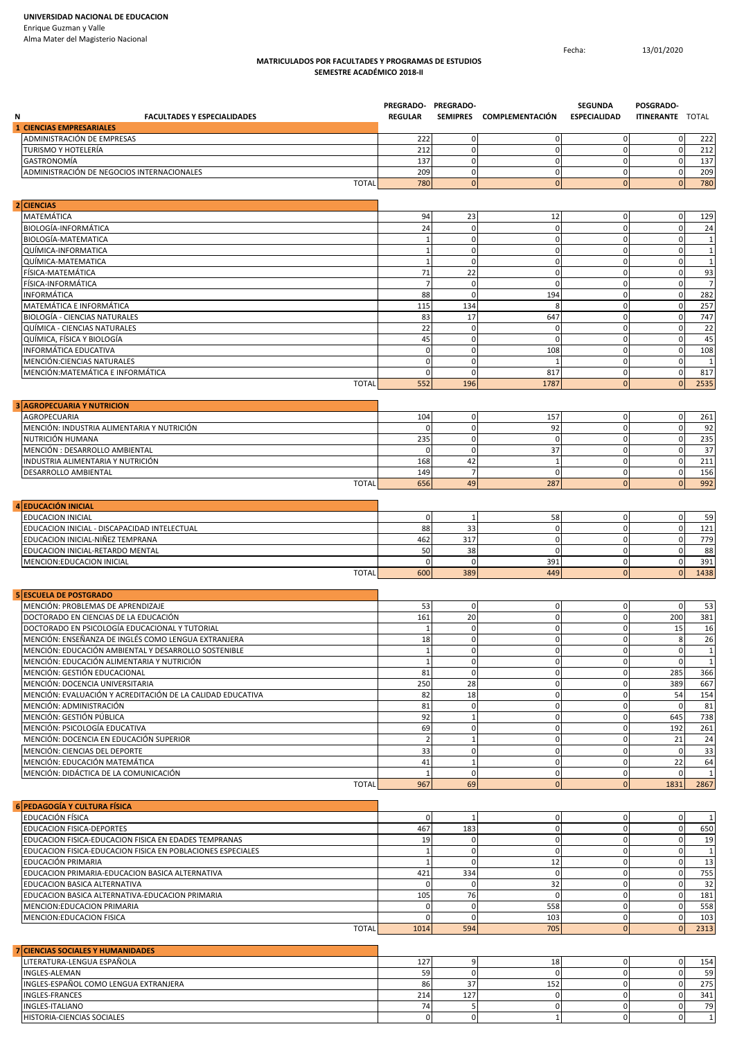**UNIVERSIDAD NACIONAL DE EDUCACION**
Enrique Guzman y Valle
Alma Mater del Magisterio Nacional

Fecha: 13/01/2020

**MATRICULADOS POR FACULTADES Y PROGRAMAS DE ESTUDIOS**
**SEMESTRE ACADÉMICO 2018-II**

| N | FACULTADES Y ESPECIALIDADES | PREGRADO-REGULAR | PREGRADO-SEMIPRES | COMPLEMENTACIÓN | SEGUNDA ESPECIALIDAD | POSGRADO-ITINERANTE | TOTAL |
|---|---|---|---|---|---|---|---|
| 1 | **CIENCIAS EMPRESARIALES** | | | | | | |
| | ADMINISTRACIÓN DE EMPRESAS | 222 | 0 | 0 | 0 | 0 | 222 |
| | TURISMO Y HOTELERÍA | 212 | 0 | 0 | 0 | 0 | 212 |
| | GASTRONOMÍA | 137 | 0 | 0 | 0 | 0 | 137 |
| | ADMINISTRACIÓN DE NEGOCIOS INTERNACIONALES | 209 | 0 | 0 | 0 | 0 | 209 |
| | TOTAL | 780 | 0 | 0 | 0 | 0 | 780 |
| 2 | **CIENCIAS** | | | | | | |
| | MATEMÁTICA | 94 | 23 | 12 | 0 | 0 | 129 |
| | BIOLOGÍA-INFORMÁTICA | 24 | 0 | 0 | 0 | 0 | 24 |
| | BIOLOGÍA-MATEMATICA | 1 | 0 | 0 | 0 | 0 | 1 |
| | QUÍMICA-INFORMATICA | 1 | 0 | 0 | 0 | 0 | 1 |
| | QUÍMICA-MATEMATICA | 1 | 0 | 0 | 0 | 0 | 1 |
| | FÍSICA-MATEMÁTICA | 71 | 22 | 0 | 0 | 0 | 93 |
| | FÍSICA-INFORMÁTICA | 7 | 0 | 0 | 0 | 0 | 7 |
| | INFORMÁTICA | 88 | 0 | 194 | 0 | 0 | 282 |
| | MATEMÁTICA E INFORMÁTICA | 115 | 134 | 8 | 0 | 0 | 257 |
| | BIOLOGÍA - CIENCIAS NATURALES | 83 | 17 | 647 | 0 | 0 | 747 |
| | QUÍMICA - CIENCIAS NATURALES | 22 | 0 | 0 | 0 | 0 | 22 |
| | QUÍMICA, FÍSICA Y BIOLOGÍA | 45 | 0 | 0 | 0 | 0 | 45 |
| | INFORMÁTICA EDUCATIVA | 0 | 0 | 108 | 0 | 0 | 108 |
| | MENCIÓN:CIENCIAS NATURALES | 0 | 0 | 1 | 0 | 0 | 1 |
| | MENCIÓN:MATEMÁTICA E INFORMÁTICA | 0 | 0 | 817 | 0 | 0 | 817 |
| | TOTAL | 552 | 196 | 1787 | 0 | 0 | 2535 |
| 3 | **AGROPECUARIA Y NUTRICION** | | | | | | |
| | AGROPECUARIA | 104 | 0 | 157 | 0 | 0 | 261 |
| | MENCIÓN: INDUSTRIA ALIMENTARIA Y NUTRICIÓN | 0 | 0 | 92 | 0 | 0 | 92 |
| | NUTRICIÓN HUMANA | 235 | 0 | 0 | 0 | 0 | 235 |
| | MENCIÓN : DESARROLLO AMBIENTAL | 0 | 0 | 37 | 0 | 0 | 37 |
| | INDUSTRIA ALIMENTARIA Y NUTRICIÓN | 168 | 42 | 1 | 0 | 0 | 211 |
| | DESARROLLO AMBIENTAL | 149 | 7 | 0 | 0 | 0 | 156 |
| | TOTAL | 656 | 49 | 287 | 0 | 0 | 992 |
| 4 | **EDUCACIÓN INICIAL** | | | | | | |
| | EDUCACION INICIAL | 0 | 1 | 58 | 0 | 0 | 59 |
| | EDUCACION INICIAL - DISCAPACIDAD INTELECTUAL | 88 | 33 | 0 | 0 | 0 | 121 |
| | EDUCACION INICIAL-NIÑEZ TEMPRANA | 462 | 317 | 0 | 0 | 0 | 779 |
| | EDUCACION INICIAL-RETARDO MENTAL | 50 | 38 | 0 | 0 | 0 | 88 |
| | MENCION:EDUCACION INICIAL | 0 | 0 | 391 | 0 | 0 | 391 |
| | TOTAL | 600 | 389 | 449 | 0 | 0 | 1438 |
| 5 | **ESCUELA DE POSTGRADO** | | | | | | |
| | MENCIÓN: PROBLEMAS DE APRENDIZAJE | 53 | 0 | 0 | 0 | 0 | 53 |
| | DOCTORADO EN CIENCIAS DE LA EDUCACIÓN | 161 | 20 | 0 | 0 | 200 | 381 |
| | DOCTORADO EN PSICOLOGÍA EDUCACIONAL Y TUTORIAL | 1 | 0 | 0 | 0 | 15 | 16 |
| | MENCIÓN: ENSEÑANZA DE INGLÉS COMO LENGUA EXTRANJERA | 18 | 0 | 0 | 0 | 8 | 26 |
| | MENCIÓN: EDUCACIÓN AMBIENTAL Y DESARROLLO SOSTENIBLE | 1 | 0 | 0 | 0 | 0 | 1 |
| | MENCIÓN: EDUCACIÓN ALIMENTARIA Y NUTRICIÓN | 1 | 0 | 0 | 0 | 0 | 1 |
| | MENCIÓN: GESTIÓN EDUCACIONAL | 81 | 0 | 0 | 0 | 285 | 366 |
| | MENCIÓN: DOCENCIA UNIVERSITARIA | 250 | 28 | 0 | 0 | 389 | 667 |
| | MENCIÓN: EVALUACIÓN Y ACREDITACIÓN DE LA CALIDAD EDUCATIVA | 82 | 18 | 0 | 0 | 54 | 154 |
| | MENCIÓN: ADMINISTRACIÓN | 81 | 0 | 0 | 0 | 0 | 81 |
| | MENCIÓN: GESTIÓN PÚBLICA | 92 | 1 | 0 | 0 | 645 | 738 |
| | MENCIÓN: PSICOLOGÍA EDUCATIVA | 69 | 0 | 0 | 0 | 192 | 261 |
| | MENCIÓN: DOCENCIA EN EDUCACIÓN SUPERIOR | 2 | 1 | 0 | 0 | 21 | 24 |
| | MENCIÓN: CIENCIAS DEL DEPORTE | 33 | 0 | 0 | 0 | 0 | 33 |
| | MENCIÓN: EDUCACIÓN MATEMÁTICA | 41 | 1 | 0 | 0 | 22 | 64 |
| | MENCIÓN: DIDÁCTICA DE LA COMUNICACIÓN | 1 | 0 | 0 | 0 | 0 | 1 |
| | TOTAL | 967 | 69 | 0 | 0 | 1831 | 2867 |
| 6 | **PEDAGOGÍA Y CULTURA FÍSICA** | | | | | | |
| | EDUCACIÓN FÍSICA | 0 | 1 | 0 | 0 | 0 | 1 |
| | EDUCACION FISICA-DEPORTES | 467 | 183 | 0 | 0 | 0 | 650 |
| | EDUCACION FISICA-EDUCACION FISICA EN EDADES TEMPRANAS | 19 | 0 | 0 | 0 | 0 | 19 |
| | EDUCACION FISICA-EDUCACION FISICA EN POBLACIONES ESPECIALES | 1 | 0 | 0 | 0 | 0 | 1 |
| | EDUCACIÓN PRIMARIA | 1 | 0 | 12 | 0 | 0 | 13 |
| | EDUCACION PRIMARIA-EDUCACION BASICA ALTERNATIVA | 421 | 334 | 0 | 0 | 0 | 755 |
| | EDUCACION BASICA ALTERNATIVA | 0 | 0 | 32 | 0 | 0 | 32 |
| | EDUCACION BASICA ALTERNATIVA-EDUCACION PRIMARIA | 105 | 76 | 0 | 0 | 0 | 181 |
| | MENCION:EDUCACION PRIMARIA | 0 | 0 | 558 | 0 | 0 | 558 |
| | MENCION:EDUCACION FISICA | 0 | 0 | 103 | 0 | 0 | 103 |
| | TOTAL | 1014 | 594 | 705 | 0 | 0 | 2313 |
| 7 | **CIENCIAS SOCIALES Y HUMANIDADES** | | | | | | |
| | LITERATURA-LENGUA ESPAÑOLA | 127 | 9 | 18 | 0 | 0 | 154 |
| | INGLES-ALEMAN | 59 | 0 | 0 | 0 | 0 | 59 |
| | INGLES-ESPAÑOL COMO LENGUA EXTRANJERA | 86 | 37 | 152 | 0 | 0 | 275 |
| | INGLES-FRANCES | 214 | 127 | 0 | 0 | 0 | 341 |
| | INGLES-ITALIANO | 74 | 5 | 0 | 0 | 0 | 79 |
| | HISTORIA-CIENCIAS SOCIALES | 0 | 0 | 1 | 0 | 0 | 1 |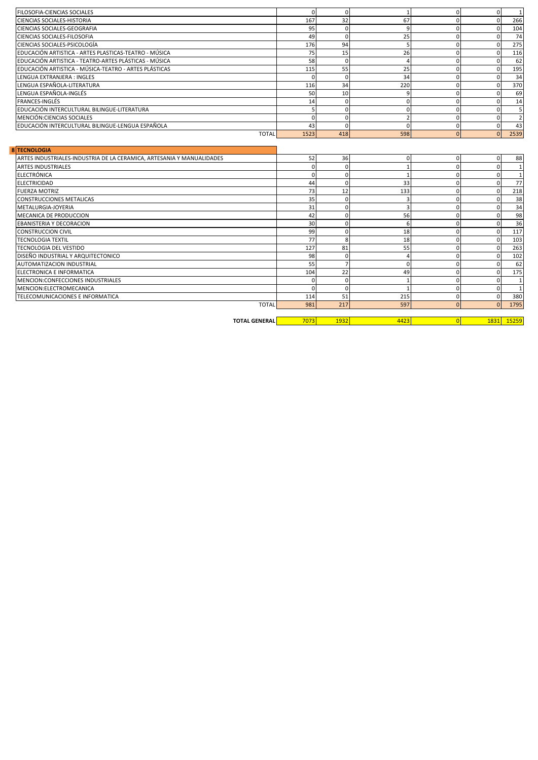| | | | | | | |
|---|---|---|---|---|---|---|
| FILOSOFIA-CIENCIAS SOCIALES | 0 | 0 | 1 | 0 | 0 | 1 |
| CIENCIAS SOCIALES-HISTORIA | 167 | 32 | 67 | 0 | 0 | 266 |
| CIENCIAS SOCIALES-GEOGRAFIA | 95 | 0 | 9 | 0 | 0 | 104 |
| CIENCIAS SOCIALES-FILOSOFIA | 49 | 0 | 25 | 0 | 0 | 74 |
| CIENCIAS SOCIALES-PSICOLOGÍA | 176 | 94 | 5 | 0 | 0 | 275 |
| EDUCACIÓN ARTISTICA - ARTES PLASTICAS-TEATRO - MÚSICA | 75 | 15 | 26 | 0 | 0 | 116 |
| EDUCACIÓN ARTISTICA - TEATRO-ARTES PLÁSTICAS - MÚSICA | 58 | 0 | 4 | 0 | 0 | 62 |
| EDUCACIÓN ARTISTICA - MÚSICA-TEATRO - ARTES PLÁSTICAS | 115 | 55 | 25 | 0 | 0 | 195 |
| LENGUA EXTRANJERA : INGLES | 0 | 0 | 34 | 0 | 0 | 34 |
| LENGUA ESPAÑOLA-LITERATURA | 116 | 34 | 220 | 0 | 0 | 370 |
| LENGUA ESPAÑOLA-INGLÉS | 50 | 10 | 9 | 0 | 0 | 69 |
| FRANCES-INGLÉS | 14 | 0 | 0 | 0 | 0 | 14 |
| EDUCACIÓN INTERCULTURAL BILINGUE-LITERATURA | 5 | 0 | 0 | 0 | 0 | 5 |
| MENCIÓN:CIENCIAS SOCIALES | 0 | 0 | 2 | 0 | 0 | 2 |
| EDUCACIÓN INTERCULTURAL BILINGUE-LENGUA ESPAÑOLA | 43 | 0 | 0 | 0 | 0 | 43 |
| TOTAL | 1523 | 418 | 598 | 0 | 0 | 2539 |

| 8 TECNOLOGIA | | | | | | |
|---|---|---|---|---|---|---|
| ARTES INDUSTRIALES-INDUSTRIA DE LA CERAMICA, ARTESANIA Y MANUALIDADES | 52 | 36 | 0 | 0 | 0 | 88 |
| ARTES INDUSTRIALES | 0 | 0 | 1 | 0 | 0 | 1 |
| ELECTRÓNICA | 0 | 0 | 1 | 0 | 0 | 1 |
| ELECTRICIDAD | 44 | 0 | 33 | 0 | 0 | 77 |
| FUERZA MOTRIZ | 73 | 12 | 133 | 0 | 0 | 218 |
| CONSTRUCCIONES METALICAS | 35 | 0 | 3 | 0 | 0 | 38 |
| METALURGIA-JOYERIA | 31 | 0 | 3 | 0 | 0 | 34 |
| MECANICA DE PRODUCCION | 42 | 0 | 56 | 0 | 0 | 98 |
| EBANISTERIA Y DECORACION | 30 | 0 | 6 | 0 | 0 | 36 |
| CONSTRUCCION CIVIL | 99 | 0 | 18 | 0 | 0 | 117 |
| TECNOLOGIA TEXTIL | 77 | 8 | 18 | 0 | 0 | 103 |
| TECNOLOGIA DEL VESTIDO | 127 | 81 | 55 | 0 | 0 | 263 |
| DISEÑO INDUSTRIAL Y ARQUITECTONICO | 98 | 0 | 4 | 0 | 0 | 102 |
| AUTOMATIZACION INDUSTRIAL | 55 | 7 | 0 | 0 | 0 | 62 |
| ELECTRONICA E INFORMATICA | 104 | 22 | 49 | 0 | 0 | 175 |
| MENCION:CONFECCIONES INDUSTRIALES | 0 | 0 | 1 | 0 | 0 | 1 |
| MENCION:ELECTROMECANICA | 0 | 0 | 1 | 0 | 0 | 1 |
| TELECOMUNICACIONES E INFORMATICA | 114 | 51 | 215 | 0 | 0 | 380 |
| TOTAL | 981 | 217 | 597 | 0 | 0 | 1795 |

| | | | | | | |
|---|---|---|---|---|---|---|
| **TOTAL GENERAL** | 7073 | 1932 | 4423 | 0 | 1831 | 15259 |